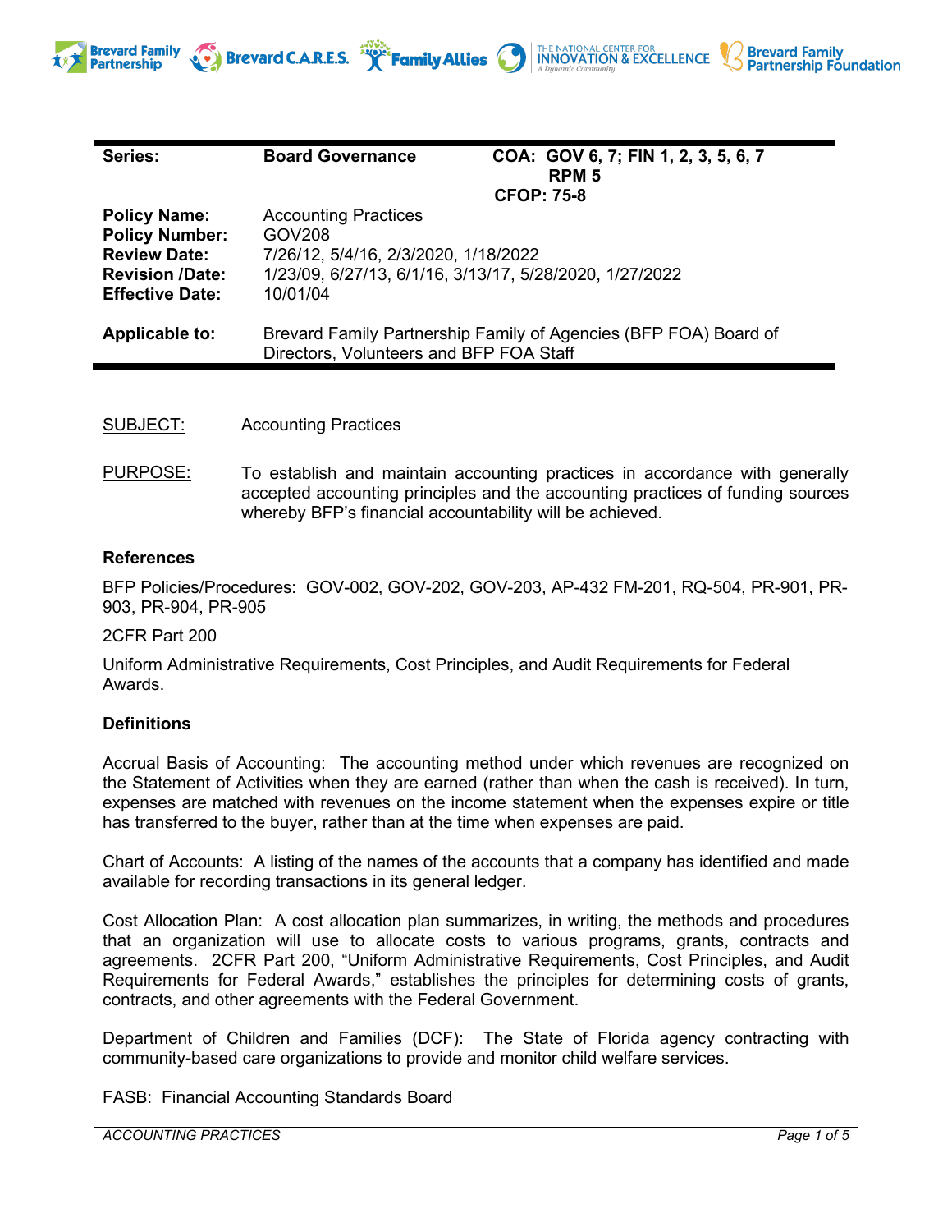| Series: | Board Governance | COA: GOV 6, 7; FIN 1, 2, 3, 5, 6, 7 RPM 5 CFOP: 75-8 |
|---|---|---|
| Policy Name: | Accounting Practices | |
| Policy Number: | GOV208 | |
| Review Date: | 7/26/12, 5/4/16, 2/3/2020, 1/18/2022 | |
| Revision /Date: | 1/23/09, 6/27/13, 6/1/16, 3/13/17, 5/28/2020, 1/27/2022 | |
| Effective Date: | 10/01/04 | |
| Applicable to: | Brevard Family Partnership Family of Agencies (BFP FOA) Board of Directors, Volunteers and BFP FOA Staff | |

SUBJECT: Accounting Practices

PURPOSE: To establish and maintain accounting practices in accordance with generally accepted accounting principles and the accounting practices of funding sources whereby BFP's financial accountability will be achieved.

**References**

BFP Policies/Procedures: GOV-002, GOV-202, GOV-203, AP-432 FM-201, RQ-504, PR-901, PR-903, PR-904, PR-905

2CFR Part 200

Uniform Administrative Requirements, Cost Principles, and Audit Requirements for Federal Awards.

**Definitions**

Accrual Basis of Accounting: The accounting method under which revenues are recognized on the Statement of Activities when they are earned (rather than when the cash is received). In turn, expenses are matched with revenues on the income statement when the expenses expire or title has transferred to the buyer, rather than at the time when expenses are paid.

Chart of Accounts: A listing of the names of the accounts that a company has identified and made available for recording transactions in its general ledger.

Cost Allocation Plan: A cost allocation plan summarizes, in writing, the methods and procedures that an organization will use to allocate costs to various programs, grants, contracts and agreements. 2CFR Part 200, "Uniform Administrative Requirements, Cost Principles, and Audit Requirements for Federal Awards," establishes the principles for determining costs of grants, contracts, and other agreements with the Federal Government.

Department of Children and Families (DCF): The State of Florida agency contracting with community-based care organizations to provide and monitor child welfare services.

FASB: Financial Accounting Standards Board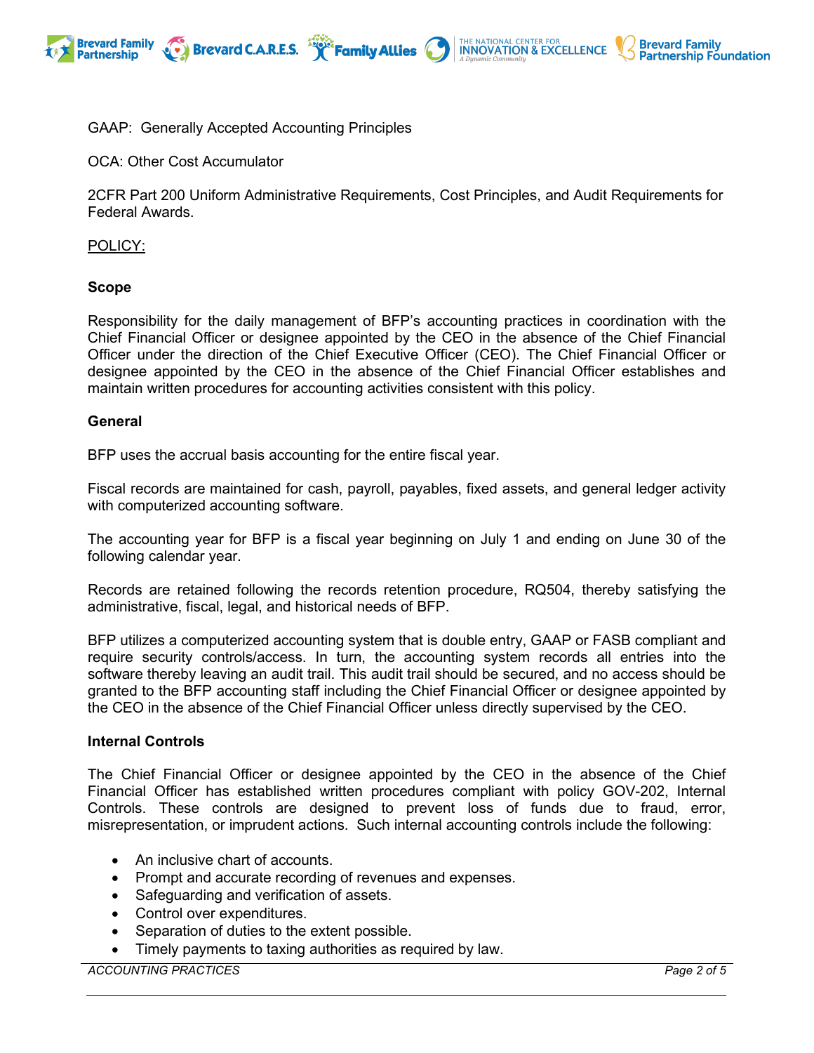GAAP: Generally Accepted Accounting Principles

OCA: Other Cost Accumulator

2CFR Part 200 Uniform Administrative Requirements, Cost Principles, and Audit Requirements for Federal Awards.

<u>POLICY:</u>

**Scope**

Responsibility for the daily management of BFP's accounting practices in coordination with the Chief Financial Officer or designee appointed by the CEO in the absence of the Chief Financial Officer under the direction of the Chief Executive Officer (CEO). The Chief Financial Officer or designee appointed by the CEO in the absence of the Chief Financial Officer establishes and maintain written procedures for accounting activities consistent with this policy.

**General**

BFP uses the accrual basis accounting for the entire fiscal year.

Fiscal records are maintained for cash, payroll, payables, fixed assets, and general ledger activity with computerized accounting software.

The accounting year for BFP is a fiscal year beginning on July 1 and ending on June 30 of the following calendar year.

Records are retained following the records retention procedure, RQ504, thereby satisfying the administrative, fiscal, legal, and historical needs of BFP.

BFP utilizes a computerized accounting system that is double entry, GAAP or FASB compliant and require security controls/access. In turn, the accounting system records all entries into the software thereby leaving an audit trail. This audit trail should be secured, and no access should be granted to the BFP accounting staff including the Chief Financial Officer or designee appointed by the CEO in the absence of the Chief Financial Officer unless directly supervised by the CEO.

**Internal Controls**

The Chief Financial Officer or designee appointed by the CEO in the absence of the Chief Financial Officer has established written procedures compliant with policy GOV-202, Internal Controls. These controls are designed to prevent loss of funds due to fraud, error, misrepresentation, or imprudent actions. Such internal accounting controls include the following:

- An inclusive chart of accounts.
- Prompt and accurate recording of revenues and expenses.
- Safeguarding and verification of assets.
- Control over expenditures.
- Separation of duties to the extent possible.
- Timely payments to taxing authorities as required by law.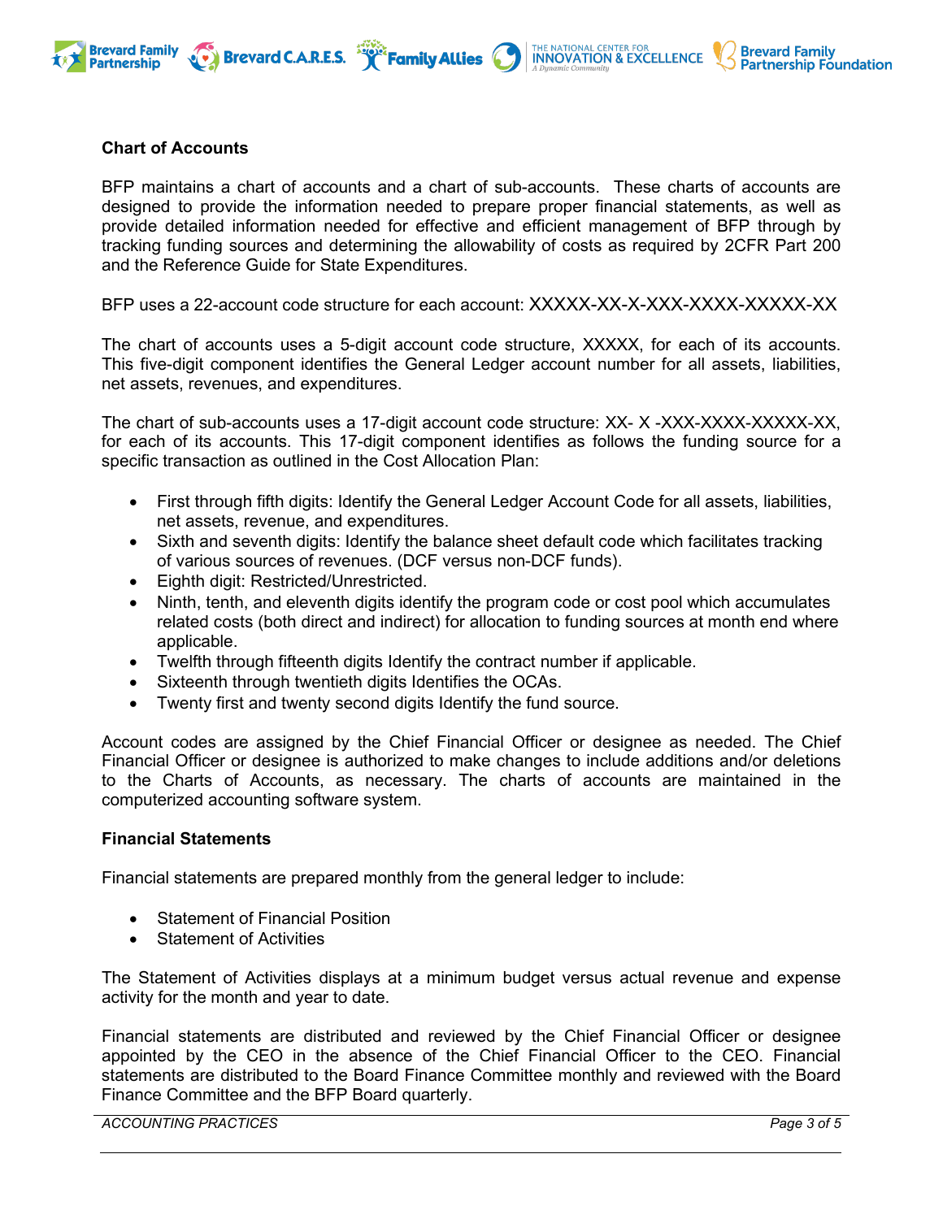## Chart of Accounts

BFP maintains a chart of accounts and a chart of sub-accounts. These charts of accounts are designed to provide the information needed to prepare proper financial statements, as well as provide detailed information needed for effective and efficient management of BFP through by tracking funding sources and determining the allowability of costs as required by 2CFR Part 200 and the Reference Guide for State Expenditures.

BFP uses a 22-account code structure for each account: XXXXX-XX-X-XXX-XXXX-XXXXX-XX

The chart of accounts uses a 5-digit account code structure, XXXXX, for each of its accounts. This five-digit component identifies the General Ledger account number for all assets, liabilities, net assets, revenues, and expenditures.

The chart of sub-accounts uses a 17-digit account code structure: XX- X -XXX-XXXX-XXXXX-XX, for each of its accounts. This 17-digit component identifies as follows the funding source for a specific transaction as outlined in the Cost Allocation Plan:

- First through fifth digits: Identify the General Ledger Account Code for all assets, liabilities, net assets, revenue, and expenditures.
- Sixth and seventh digits: Identify the balance sheet default code which facilitates tracking of various sources of revenues. (DCF versus non-DCF funds).
- Eighth digit: Restricted/Unrestricted.
- Ninth, tenth, and eleventh digits identify the program code or cost pool which accumulates related costs (both direct and indirect) for allocation to funding sources at month end where applicable.
- Twelfth through fifteenth digits Identify the contract number if applicable.
- Sixteenth through twentieth digits Identifies the OCAs.
- Twenty first and twenty second digits Identify the fund source.

Account codes are assigned by the Chief Financial Officer or designee as needed. The Chief Financial Officer or designee is authorized to make changes to include additions and/or deletions to the Charts of Accounts, as necessary. The charts of accounts are maintained in the computerized accounting software system.

## Financial Statements

Financial statements are prepared monthly from the general ledger to include:

- Statement of Financial Position
- Statement of Activities

The Statement of Activities displays at a minimum budget versus actual revenue and expense activity for the month and year to date.

Financial statements are distributed and reviewed by the Chief Financial Officer or designee appointed by the CEO in the absence of the Chief Financial Officer to the CEO. Financial statements are distributed to the Board Finance Committee monthly and reviewed with the Board Finance Committee and the BFP Board quarterly.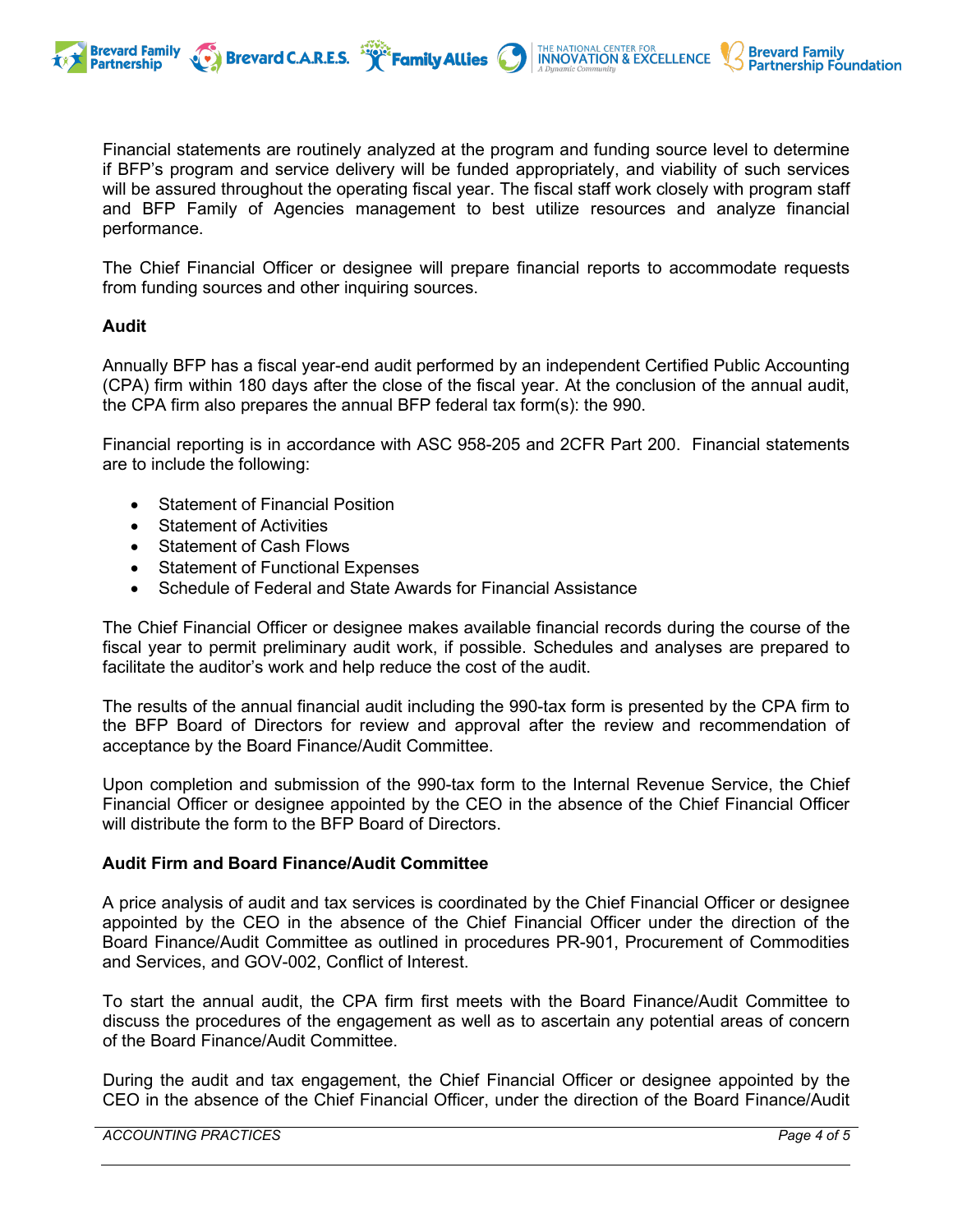Financial statements are routinely analyzed at the program and funding source level to determine if BFP's program and service delivery will be funded appropriately, and viability of such services will be assured throughout the operating fiscal year. The fiscal staff work closely with program staff and BFP Family of Agencies management to best utilize resources and analyze financial performance.

The Chief Financial Officer or designee will prepare financial reports to accommodate requests from funding sources and other inquiring sources.

**Audit**

Annually BFP has a fiscal year-end audit performed by an independent Certified Public Accounting (CPA) firm within 180 days after the close of the fiscal year. At the conclusion of the annual audit, the CPA firm also prepares the annual BFP federal tax form(s): the 990.

Financial reporting is in accordance with ASC 958-205 and 2CFR Part 200. Financial statements are to include the following:

- Statement of Financial Position
- Statement of Activities
- Statement of Cash Flows
- Statement of Functional Expenses
- Schedule of Federal and State Awards for Financial Assistance

The Chief Financial Officer or designee makes available financial records during the course of the fiscal year to permit preliminary audit work, if possible. Schedules and analyses are prepared to facilitate the auditor's work and help reduce the cost of the audit.

The results of the annual financial audit including the 990-tax form is presented by the CPA firm to the BFP Board of Directors for review and approval after the review and recommendation of acceptance by the Board Finance/Audit Committee.

Upon completion and submission of the 990-tax form to the Internal Revenue Service, the Chief Financial Officer or designee appointed by the CEO in the absence of the Chief Financial Officer will distribute the form to the BFP Board of Directors.

**Audit Firm and Board Finance/Audit Committee**

A price analysis of audit and tax services is coordinated by the Chief Financial Officer or designee appointed by the CEO in the absence of the Chief Financial Officer under the direction of the Board Finance/Audit Committee as outlined in procedures PR-901, Procurement of Commodities and Services, and GOV-002, Conflict of Interest.

To start the annual audit, the CPA firm first meets with the Board Finance/Audit Committee to discuss the procedures of the engagement as well as to ascertain any potential areas of concern of the Board Finance/Audit Committee.

During the audit and tax engagement, the Chief Financial Officer or designee appointed by the CEO in the absence of the Chief Financial Officer, under the direction of the Board Finance/Audit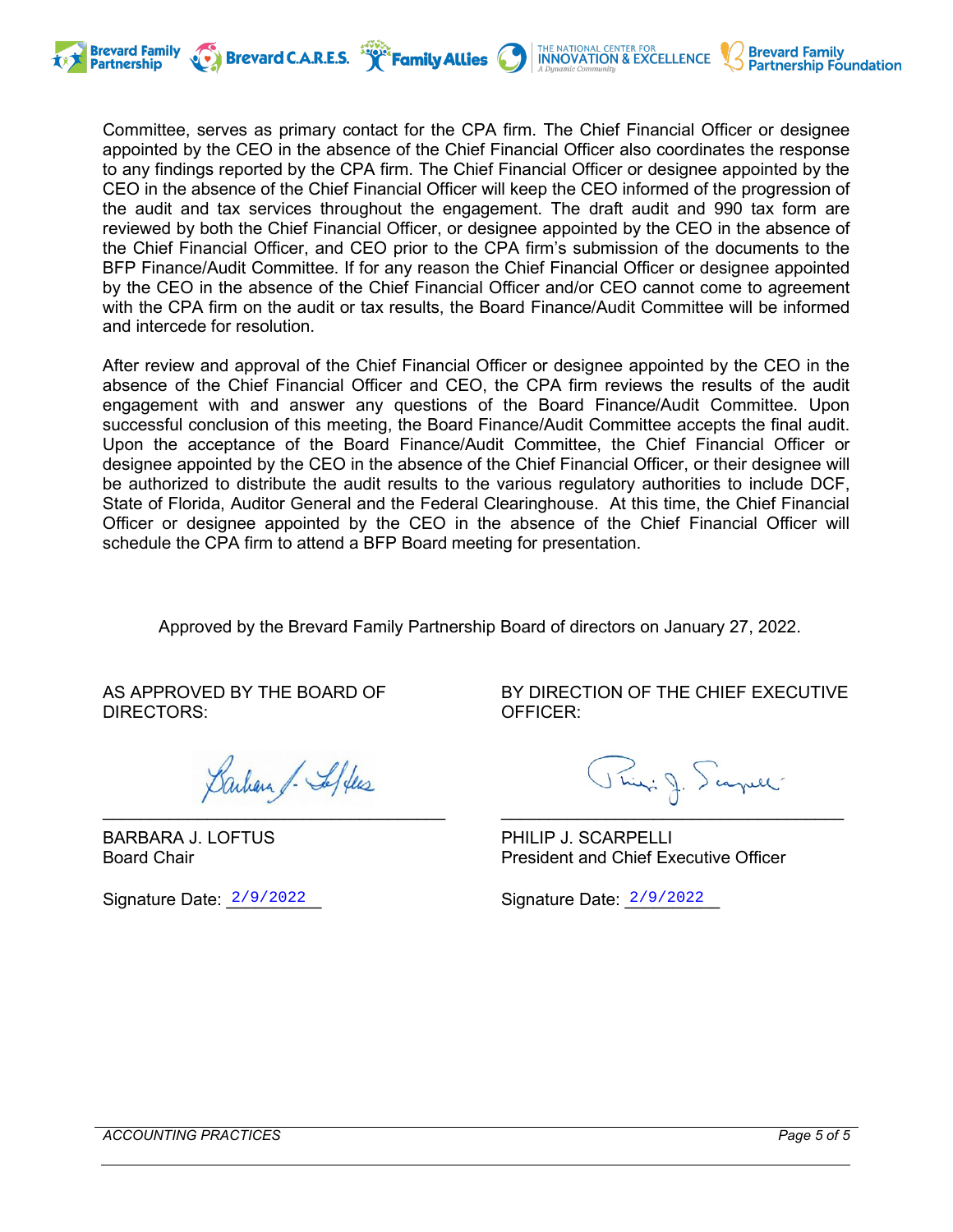Committee, serves as primary contact for the CPA firm. The Chief Financial Officer or designee appointed by the CEO in the absence of the Chief Financial Officer also coordinates the response to any findings reported by the CPA firm. The Chief Financial Officer or designee appointed by the CEO in the absence of the Chief Financial Officer will keep the CEO informed of the progression of the audit and tax services throughout the engagement. The draft audit and 990 tax form are reviewed by both the Chief Financial Officer, or designee appointed by the CEO in the absence of the Chief Financial Officer, and CEO prior to the CPA firm's submission of the documents to the BFP Finance/Audit Committee. If for any reason the Chief Financial Officer or designee appointed by the CEO in the absence of the Chief Financial Officer and/or CEO cannot come to agreement with the CPA firm on the audit or tax results, the Board Finance/Audit Committee will be informed and intercede for resolution.

After review and approval of the Chief Financial Officer or designee appointed by the CEO in the absence of the Chief Financial Officer and CEO, the CPA firm reviews the results of the audit engagement with and answer any questions of the Board Finance/Audit Committee. Upon successful conclusion of this meeting, the Board Finance/Audit Committee accepts the final audit. Upon the acceptance of the Board Finance/Audit Committee, the Chief Financial Officer or designee appointed by the CEO in the absence of the Chief Financial Officer, or their designee will be authorized to distribute the audit results to the various regulatory authorities to include DCF, State of Florida, Auditor General and the Federal Clearinghouse. At this time, the Chief Financial Officer or designee appointed by the CEO in the absence of the Chief Financial Officer will schedule the CPA firm to attend a BFP Board meeting for presentation.

Approved by the Brevard Family Partnership Board of directors on January 27, 2022.

AS APPROVED BY THE BOARD OF DIRECTORS:

BARBARA J. LOFTUS
Board Chair

Signature Date: 2/9/2022

BY DIRECTION OF THE CHIEF EXECUTIVE OFFICER:

PHILIP J. SCARPELLI
President and Chief Executive Officer

Signature Date: 2/9/2022